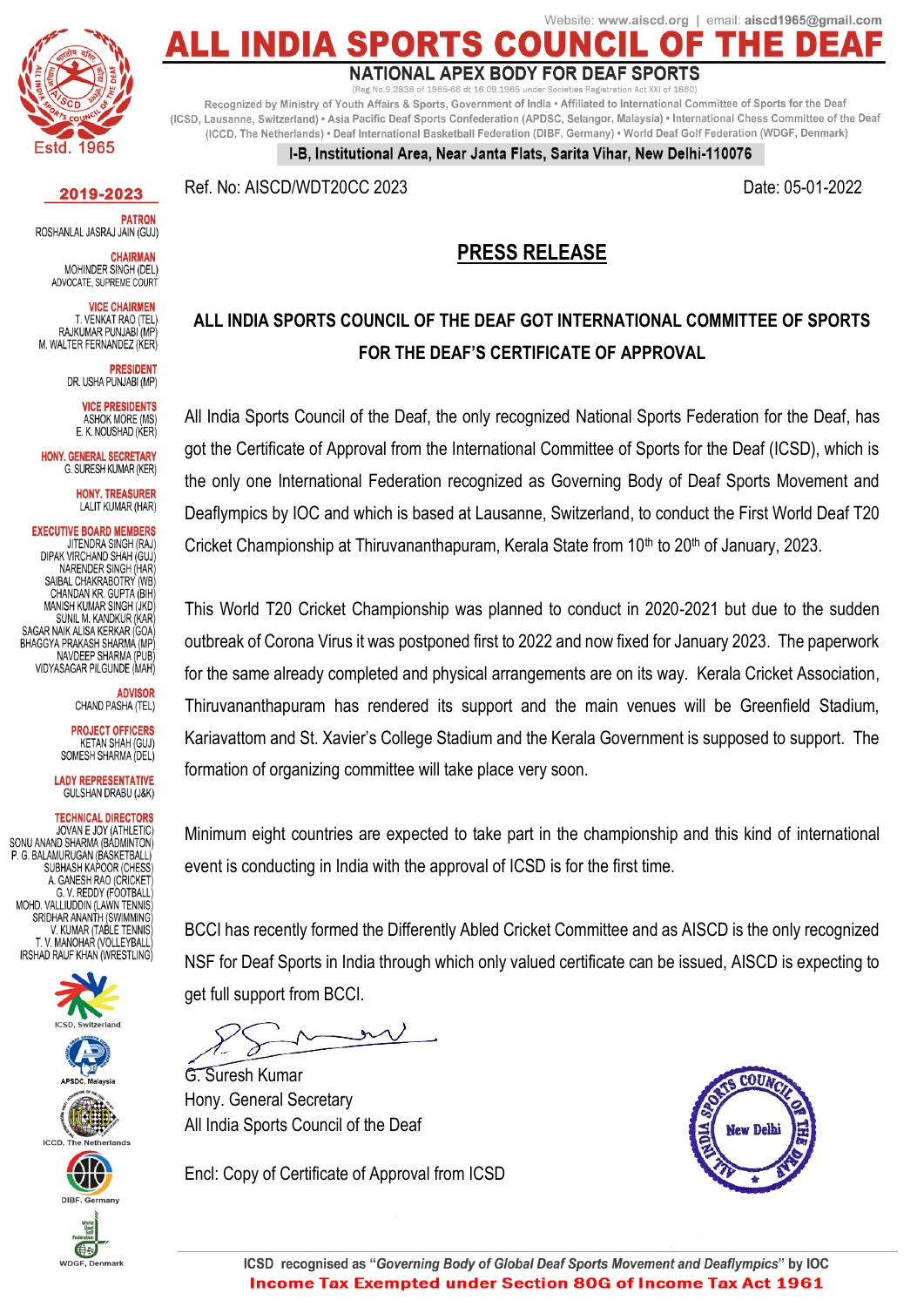Website: www.aiscd.org | email: aiscd1965@gmail.com

# ALL INDIA SPORTS COUNCIL OF THE DEAF

**NATIONAL APEX BODY FOR DEAF SPORTS**

(Reg.No.S.2838 of 1965-66 dt 16.09.1965 under Societies Registration Act XXI of 1860)

Recognized by Ministry of Youth Affairs & Sports, Government of India • Affiliated to International Committee of Sports for the Deaf (ICSD, Lausanne, Switzerland) • Asia Pacific Deaf Sports Confederation (APDSC, Selangor, Malaysia) • International Chess Committee of the Deaf (ICCD, The Netherlands) • Deaf International Basketball Federation (DIBF, Germany) • World Deaf Golf Federation (WDGF, Denmark)

**I-B, Institutional Area, Near Janta Flats, Sarita Vihar, New Delhi-110076**

Estd. 1965

**2019-2023**

**PATRON**
ROSHANLAL JASRAJ JAIN (GUJ)

**CHAIRMAN**
MOHINDER SINGH (DEL)
ADVOCATE, SUPREME COURT

**VICE CHAIRMEN**
T. VENKAT RAO (TEL)
RAJKUMAR PUNJABI (MP)
M. WALTER FERNANDEZ (KER)

**PRESIDENT**
DR. USHA PUNJABI (MP)

**VICE PRESIDENTS**
ASHOK MORE (MS)
E. K. NOUSHAD (KER)

**HONY. GENERAL SECRETARY**
G. SURESH KUMAR (KER)

**HONY. TREASURER**
LALIT KUMAR (HAR)

**EXECUTIVE BOARD MEMBERS**
JITENDRA SINGH (RAJ)
DIPAK VIRCHAND SHAH (GUJ)
NARENDER SINGH (HAR)
SAIBAL CHAKRABOTRY (WB)
CHANDAN KR. GUPTA (BIH)
MANISH KUMAR SINGH (JKD)
SUNIL M. KANDKUR (KAR)
SAGAR NAIK ALISA KERKAR (GOA)
BHAGGYA PRAKASH SHARMA (MP)
NAVDEEP SHARMA (PUB)
VIDYASAGAR PILGUNDE (MAH)

**ADVISOR**
CHAND PASHA (TEL)

**PROJECT OFFICERS**
KETAN SHAH (GUJ)
SOMESH SHARMA (DEL)

**LADY REPRESENTATIVE**
GULSHAN DRABU (J&K)

**TECHNICAL DIRECTORS**
JOVAN E JOY (ATHLETIC)
SONU ANAND SHARMA (BADMINTON)
P. G. BALAMURUGAN (BASKETBALL)
SUBHASH KAPOOR (CHESS)
A. GANESH RAO (CRICKET)
G. V. REDDY (FOOTBALL)
MOHD. VALLIUDDIN (LAWN TENNIS)
SRIDHAR ANANTH (SWIMMING)
V. KUMAR (TABLE TENNIS)
T. V. MANOHAR (VOLLEYBALL)
IRSHAD RAUF KHAN (WRESTLING)

ICSD, Switzerland
APDSC, Malaysia
ICCD, The Netherlands
DIBF, Germany
WDGF, Denmark

Ref. No: AISCD/WDT20CC 2023

Date: 05-01-2022

## PRESS RELEASE

### ALL INDIA SPORTS COUNCIL OF THE DEAF GOT INTERNATIONAL COMMITTEE OF SPORTS FOR THE DEAF'S CERTIFICATE OF APPROVAL

All India Sports Council of the Deaf, the only recognized National Sports Federation for the Deaf, has got the Certificate of Approval from the International Committee of Sports for the Deaf (ICSD), which is the only one International Federation recognized as Governing Body of Deaf Sports Movement and Deaflympics by IOC and which is based at Lausanne, Switzerland, to conduct the First World Deaf T20 Cricket Championship at Thiruvananthapuram, Kerala State from 10th to 20th of January, 2023.

This World T20 Cricket Championship was planned to conduct in 2020-2021 but due to the sudden outbreak of Corona Virus it was postponed first to 2022 and now fixed for January 2023. The paperwork for the same already completed and physical arrangements are on its way. Kerala Cricket Association, Thiruvananthapuram has rendered its support and the main venues will be Greenfield Stadium, Kariavattom and St. Xavier's College Stadium and the Kerala Government is supposed to support. The formation of organizing committee will take place very soon.

Minimum eight countries are expected to take part in the championship and this kind of international event is conducting in India with the approval of ICSD is for the first time.

BCCI has recently formed the Differently Abled Cricket Committee and as AISCD is the only recognized NSF for Deaf Sports in India through which only valued certificate can be issued, AISCD is expecting to get full support from BCCI.

G. Suresh Kumar
Hony. General Secretary
All India Sports Council of the Deaf

Encl: Copy of Certificate of Approval from ICSD

ICSD recognised as "*Governing Body of Global Deaf Sports Movement and Deaflympics*" by IOC

**Income Tax Exempted under Section 80G of Income Tax Act 1961**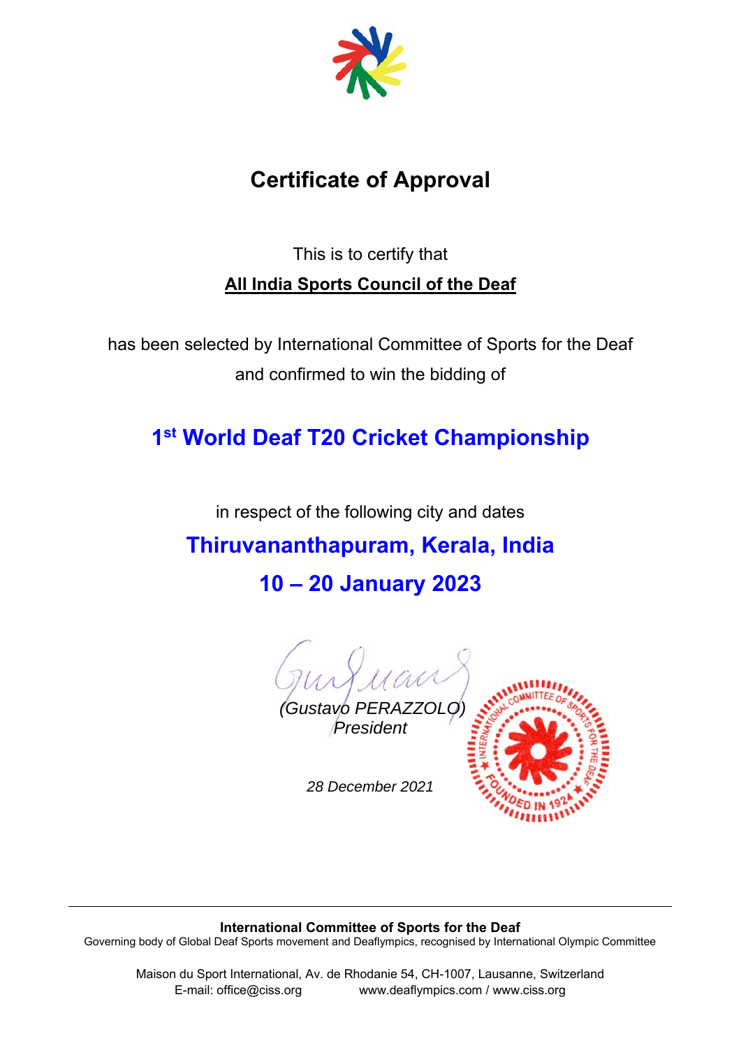# Certificate of Approval

This is to certify that

**All India Sports Council of the Deaf**

has been selected by International Committee of Sports for the Deaf and confirmed to win the bidding of

## 1st World Deaf T20 Cricket Championship

in respect of the following city and dates

**Thiruvananthapuram, Kerala, India**

**10 – 20 January 2023**

*(Gustavo PERAZZOLO)*
*President*

*28 December 2021*

INTERNATIONAL COMMITTEE OF SPORTS FOR THE DEAF ★ FOUNDED IN 1924 ★

---

**International Committee of Sports for the Deaf**
Governing body of Global Deaf Sports movement and Deaflympics, recognised by International Olympic Committee

Maison du Sport International, Av. de Rhodanie 54, CH-1007, Lausanne, Switzerland
E-mail: office@ciss.org www.deaflympics.com / www.ciss.org